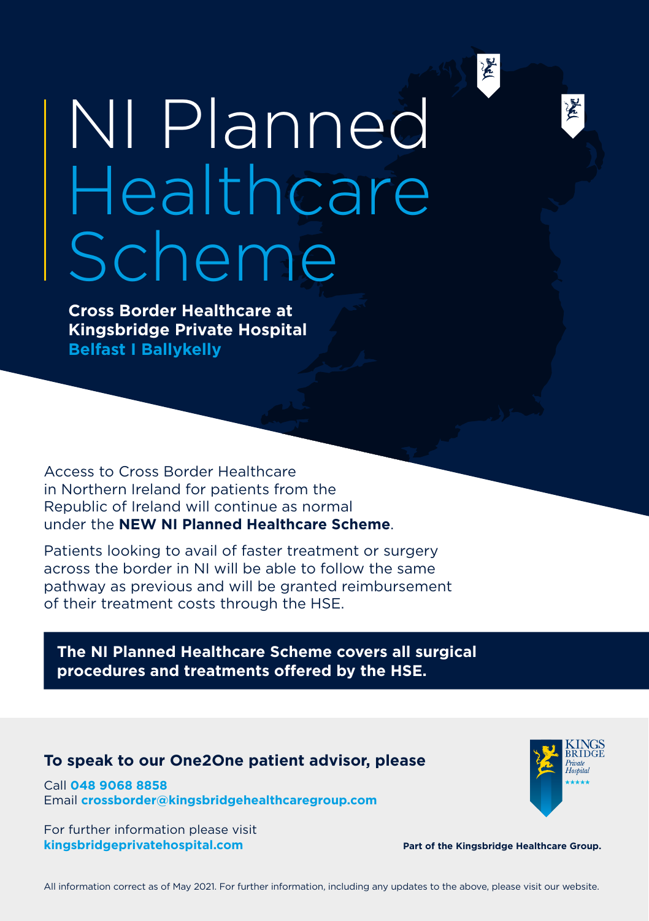# NI Planned Healthcare Scheme

**Cross Border Healthcare at Kingsbridge Private Hospital**
**Belfast I Ballykelly**

Access to Cross Border Healthcare in Northern Ireland for patients from the Republic of Ireland will continue as normal under the **NEW NI Planned Healthcare Scheme**.

Patients looking to avail of faster treatment or surgery across the border in NI will be able to follow the same pathway as previous and will be granted reimbursement of their treatment costs through the HSE.

**The NI Planned Healthcare Scheme covers all surgical procedures and treatments offered by the HSE.**

**To speak to our One2One patient advisor, please**

Call **048 9068 8858**
Email **crossborder@kingsbridgehealthcaregroup.com**

For further information please visit
**kingsbridgeprivatehospital.com**

KINGS BRIDGE *Private Hospital*

**Part of the Kingsbridge Healthcare Group.**

All information correct as of May 2021. For further information, including any updates to the above, please visit our website.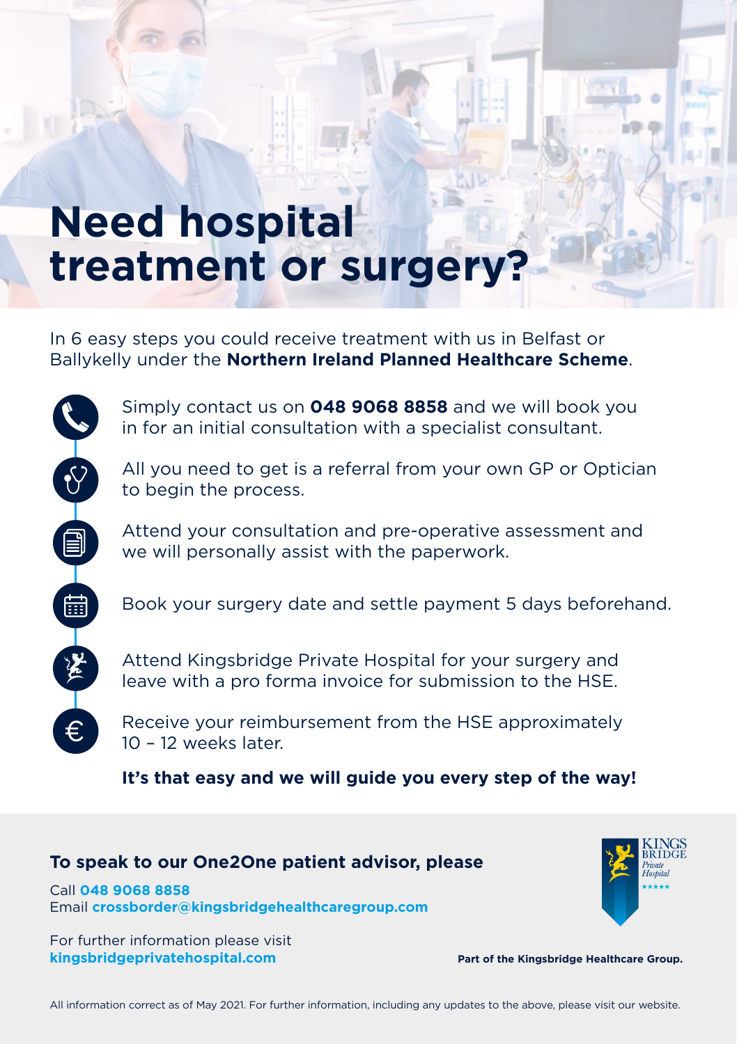# Need hospital treatment or surgery?

In 6 easy steps you could receive treatment with us in Belfast or Ballykelly under the **Northern Ireland Planned Healthcare Scheme**.

- Simply contact us on **048 9068 8858** and we will book you in for an initial consultation with a specialist consultant.
- All you need to get is a referral from your own GP or Optician to begin the process.
- Attend your consultation and pre-operative assessment and we will personally assist with the paperwork.
- Book your surgery date and settle payment 5 days beforehand.
- Attend Kingsbridge Private Hospital for your surgery and leave with a pro forma invoice for submission to the HSE.
- Receive your reimbursement from the HSE approximately 10 – 12 weeks later.

**It's that easy and we will guide you every step of the way!**

### To speak to our One2One patient advisor, please

Call **048 9068 8858**
Email **crossborder@kingsbridgehealthcaregroup.com**

For further information please visit
**kingsbridgeprivatehospital.com**

KINGS BRIDGE Private Hospital

**Part of the Kingsbridge Healthcare Group.**

All information correct as of May 2021. For further information, including any updates to the above, please visit our website.